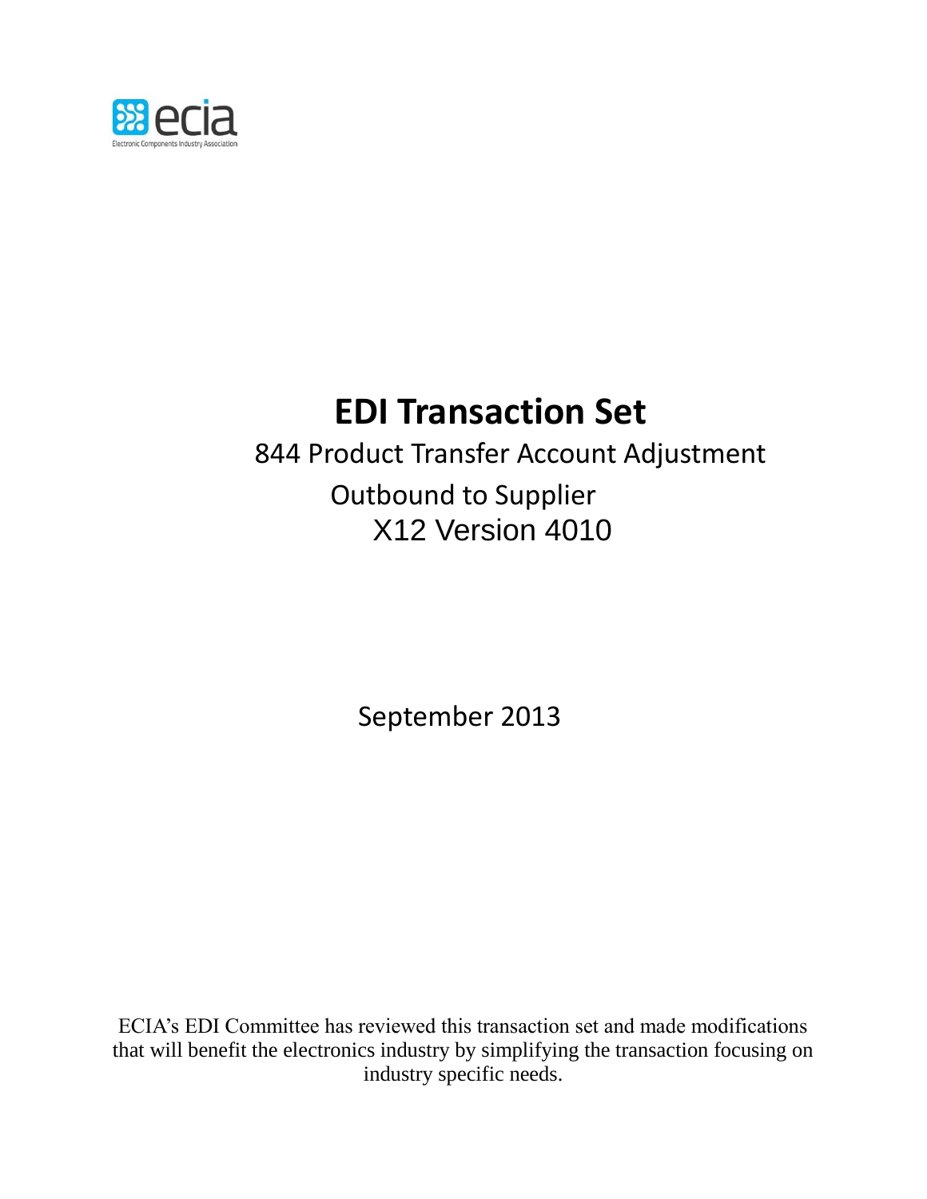ecia

Electronic Components Industry Association

# EDI Transaction Set

844 Product Transfer Account Adjustment

Outbound to Supplier

X12 Version 4010

September 2013

ECIA's EDI Committee has reviewed this transaction set and made modifications that will benefit the electronics industry by simplifying the transaction focusing on industry specific needs.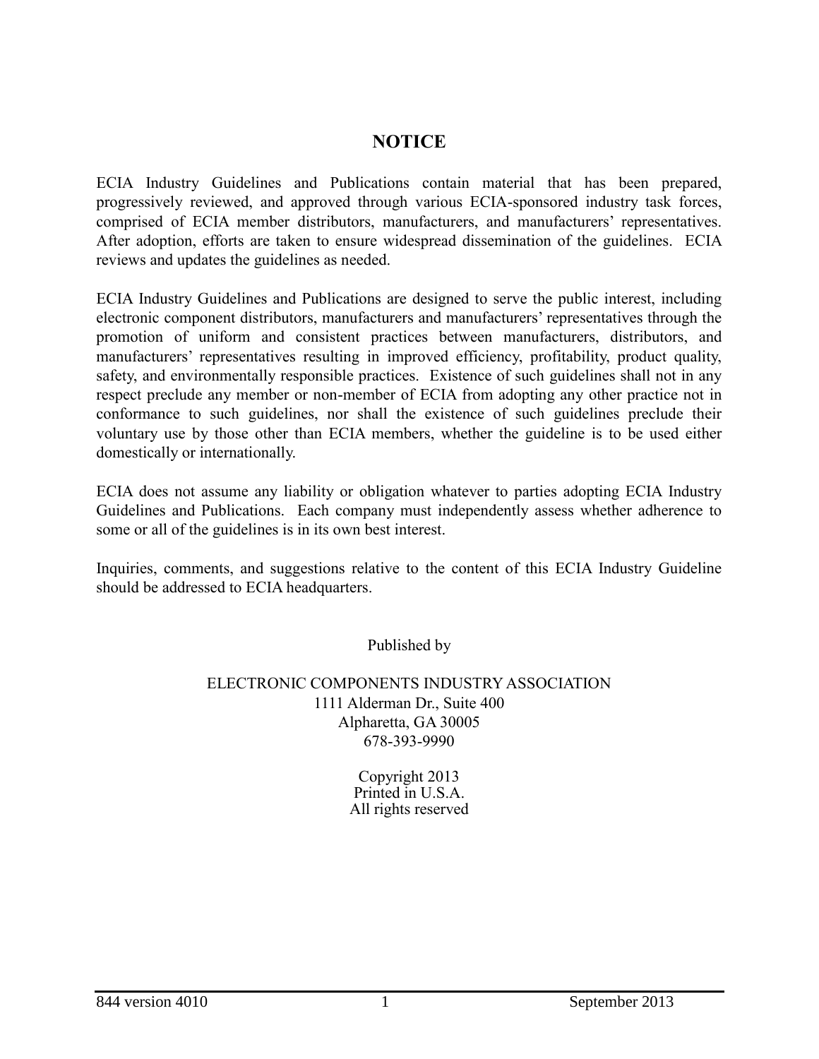# NOTICE

ECIA Industry Guidelines and Publications contain material that has been prepared, progressively reviewed, and approved through various ECIA-sponsored industry task forces, comprised of ECIA member distributors, manufacturers, and manufacturers' representatives. After adoption, efforts are taken to ensure widespread dissemination of the guidelines. ECIA reviews and updates the guidelines as needed.

ECIA Industry Guidelines and Publications are designed to serve the public interest, including electronic component distributors, manufacturers and manufacturers' representatives through the promotion of uniform and consistent practices between manufacturers, distributors, and manufacturers' representatives resulting in improved efficiency, profitability, product quality, safety, and environmentally responsible practices. Existence of such guidelines shall not in any respect preclude any member or non-member of ECIA from adopting any other practice not in conformance to such guidelines, nor shall the existence of such guidelines preclude their voluntary use by those other than ECIA members, whether the guideline is to be used either domestically or internationally.

ECIA does not assume any liability or obligation whatever to parties adopting ECIA Industry Guidelines and Publications. Each company must independently assess whether adherence to some or all of the guidelines is in its own best interest.

Inquiries, comments, and suggestions relative to the content of this ECIA Industry Guideline should be addressed to ECIA headquarters.

Published by

ELECTRONIC COMPONENTS INDUSTRY ASSOCIATION
1111 Alderman Dr., Suite 400
Alpharetta, GA 30005
678-393-9990

Copyright 2013
Printed in U.S.A.
All rights reserved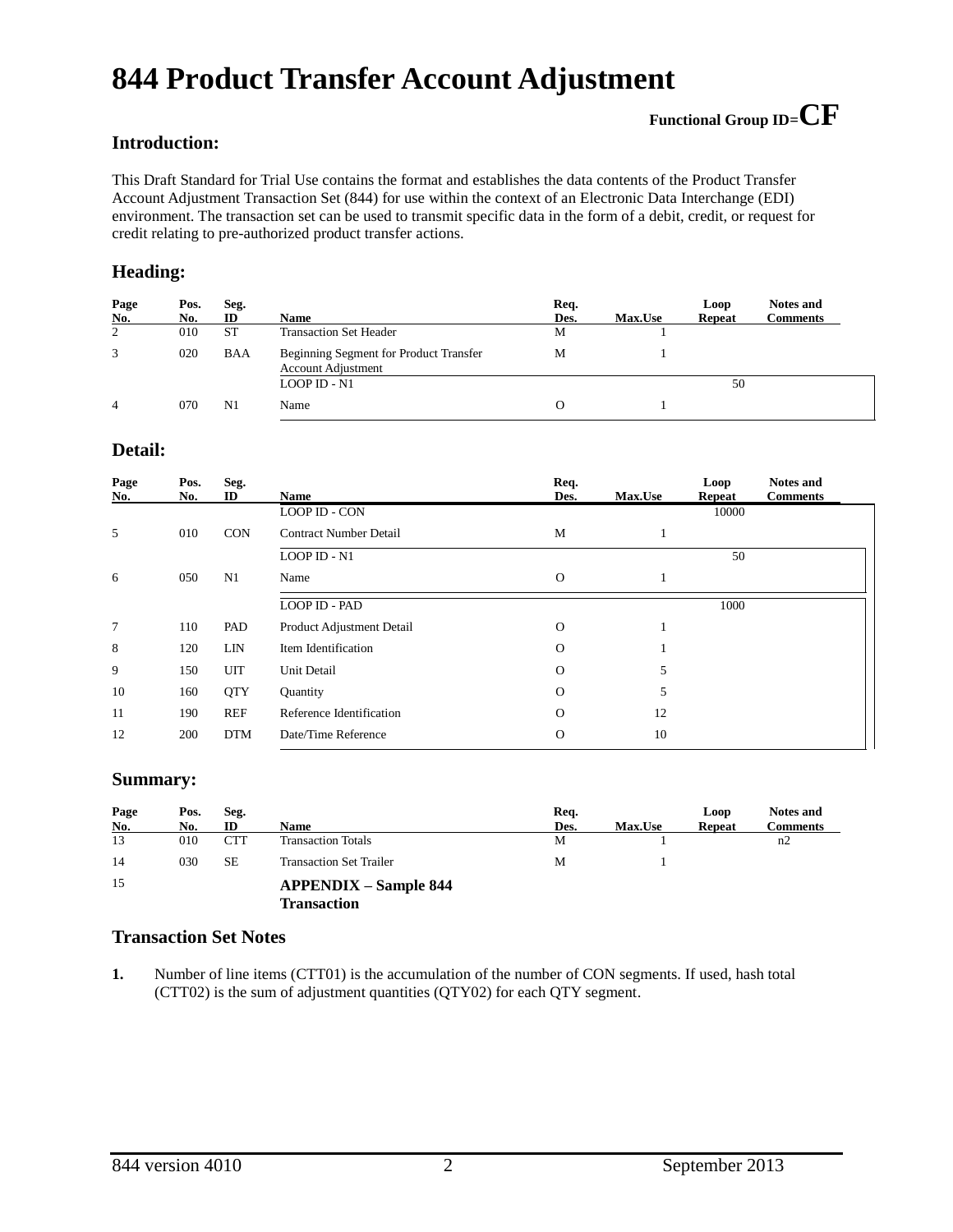# 844 Product Transfer Account Adjustment

**Functional Group ID=CF**

### Introduction:

This Draft Standard for Trial Use contains the format and establishes the data contents of the Product Transfer Account Adjustment Transaction Set (844) for use within the context of an Electronic Data Interchange (EDI) environment. The transaction set can be used to transmit specific data in the form of a debit, credit, or request for credit relating to pre-authorized product transfer actions.

### Heading:

| Page No. | Pos. No. | Seg. ID | Name | Req. Des. | Max.Use | Loop Repeat | Notes and Comments |
|---|---|---|---|---|---|---|---|
| 2 | 010 | ST | Transaction Set Header | M | 1 | | |
| 3 | 020 | BAA | Beginning Segment for Product Transfer Account Adjustment | M | 1 | | |
| | | | LOOP ID - N1 | | | 50 | |
| 4 | 070 | N1 | Name | O | 1 | | |

### Detail:

| Page No. | Pos. No. | Seg. ID | Name | Req. Des. | Max.Use | Loop Repeat | Notes and Comments |
|---|---|---|---|---|---|---|---|
| | | | LOOP ID - CON | | | 10000 | |
| 5 | 010 | CON | Contract Number Detail | M | 1 | | |
| | | | LOOP ID - N1 | | | 50 | |
| 6 | 050 | N1 | Name | O | 1 | | |
| | | | LOOP ID - PAD | | | 1000 | |
| 7 | 110 | PAD | Product Adjustment Detail | O | 1 | | |
| 8 | 120 | LIN | Item Identification | O | 1 | | |
| 9 | 150 | UIT | Unit Detail | O | 5 | | |
| 10 | 160 | QTY | Quantity | O | 5 | | |
| 11 | 190 | REF | Reference Identification | O | 12 | | |
| 12 | 200 | DTM | Date/Time Reference | O | 10 | | |

### Summary:

| Page No. | Pos. No. | Seg. ID | Name | Req. Des. | Max.Use | Loop Repeat | Notes and Comments |
|---|---|---|---|---|---|---|---|
| 13 | 010 | CTT | Transaction Totals | M | 1 | | n2 |
| 14 | 030 | SE | Transaction Set Trailer | M | 1 | | |
| 15 | | | **APPENDIX – Sample 844 Transaction** | | | | |

### Transaction Set Notes

1. Number of line items (CTT01) is the accumulation of the number of CON segments. If used, hash total (CTT02) is the sum of adjustment quantities (QTY02) for each QTY segment.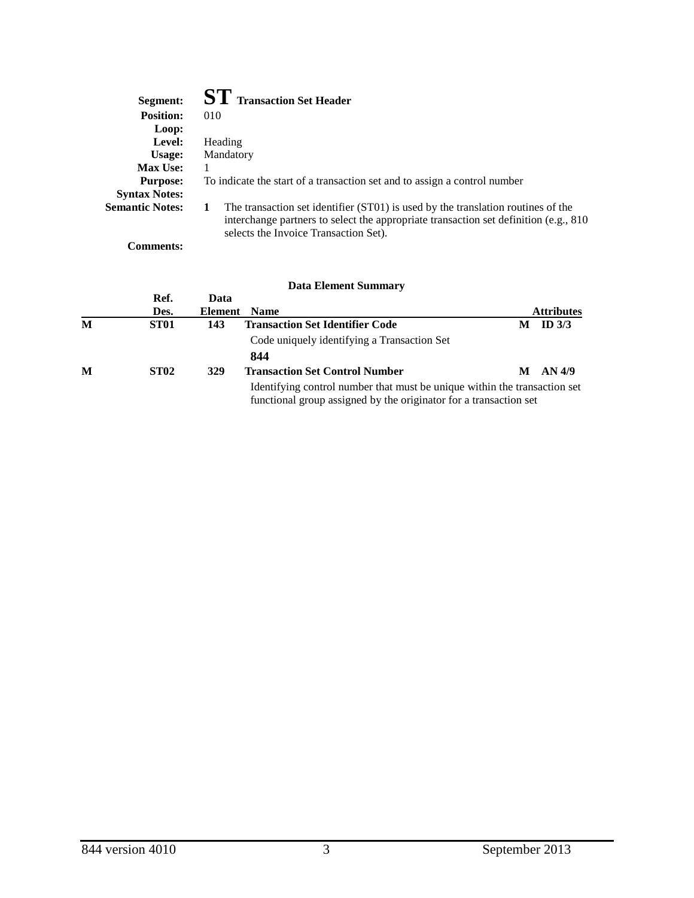**Segment:** **ST** **Transaction Set Header**

**Position:** 010

**Loop:**

**Level:** Heading

**Usage:** Mandatory

**Max Use:** 1

**Purpose:** To indicate the start of a transaction set and to assign a control number

**Syntax Notes:**

**Semantic Notes:** **1** The transaction set identifier (ST01) is used by the translation routines of the interchange partners to select the appropriate transaction set definition (e.g., 810 selects the Invoice Transaction Set).

**Comments:**

### Data Element Summary

| | Ref. Des. | Data Element | Name | | Attributes |
|---|---|---|---|---|---|
| **M** | **ST01** | **143** | **Transaction Set Identifier Code** | **M** | **ID 3/3** |
| | | | Code uniquely identifying a Transaction Set | | |
| | | | **844** | | |
| **M** | **ST02** | **329** | **Transaction Set Control Number** | **M** | **AN 4/9** |
| | | | Identifying control number that must be unique within the transaction set functional group assigned by the originator for a transaction set | | |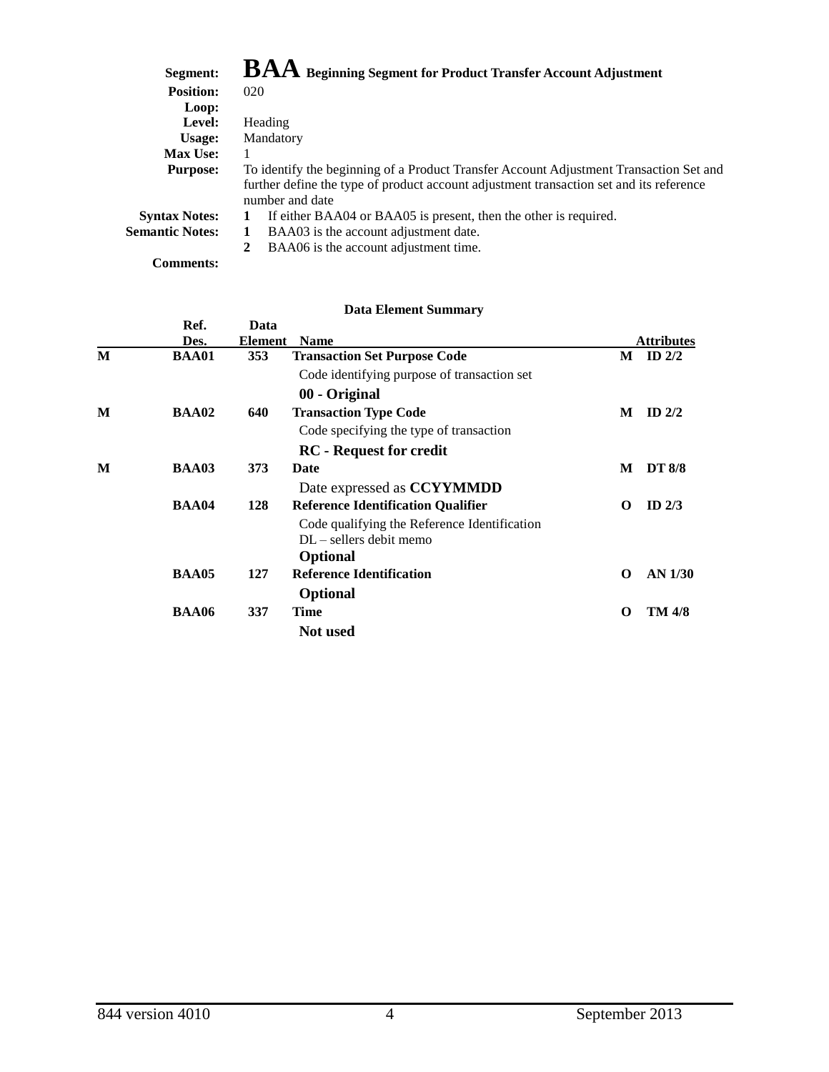**Segment:** **BAA** **Beginning Segment for Product Transfer Account Adjustment**
**Position:** 020
**Loop:**
**Level:** Heading
**Usage:** Mandatory
**Max Use:** 1
**Purpose:** To identify the beginning of a Product Transfer Account Adjustment Transaction Set and further define the type of product account adjustment transaction set and its reference number and date
**Syntax Notes:** **1** If either BAA04 or BAA05 is present, then the other is required.
**Semantic Notes:** **1** BAA03 is the account adjustment date.
**2** BAA06 is the account adjustment time.
**Comments:**

**Data Element Summary**

| | Ref. Des. | Data Element | Name | | Attributes |
|---|---|---|---|---|---|
| **M** | **BAA01** | **353** | **Transaction Set Purpose Code** | **M** | **ID 2/2** |
| | | | Code identifying purpose of transaction set<br>**00 - Original** | | |
| **M** | **BAA02** | **640** | **Transaction Type Code** | **M** | **ID 2/2** |
| | | | Code specifying the type of transaction<br>**RC - Request for credit** | | |
| **M** | **BAA03** | **373** | **Date** | **M** | **DT 8/8** |
| | | | Date expressed as **CCYYMMDD** | | |
| | **BAA04** | **128** | **Reference Identification Qualifier** | **O** | **ID 2/3** |
| | | | Code qualifying the Reference Identification<br>DL – sellers debit memo<br>**Optional** | | |
| | **BAA05** | **127** | **Reference Identification** | **O** | **AN 1/30** |
| | | | **Optional** | | |
| | **BAA06** | **337** | **Time** | **O** | **TM 4/8** |
| | | | **Not used** | | |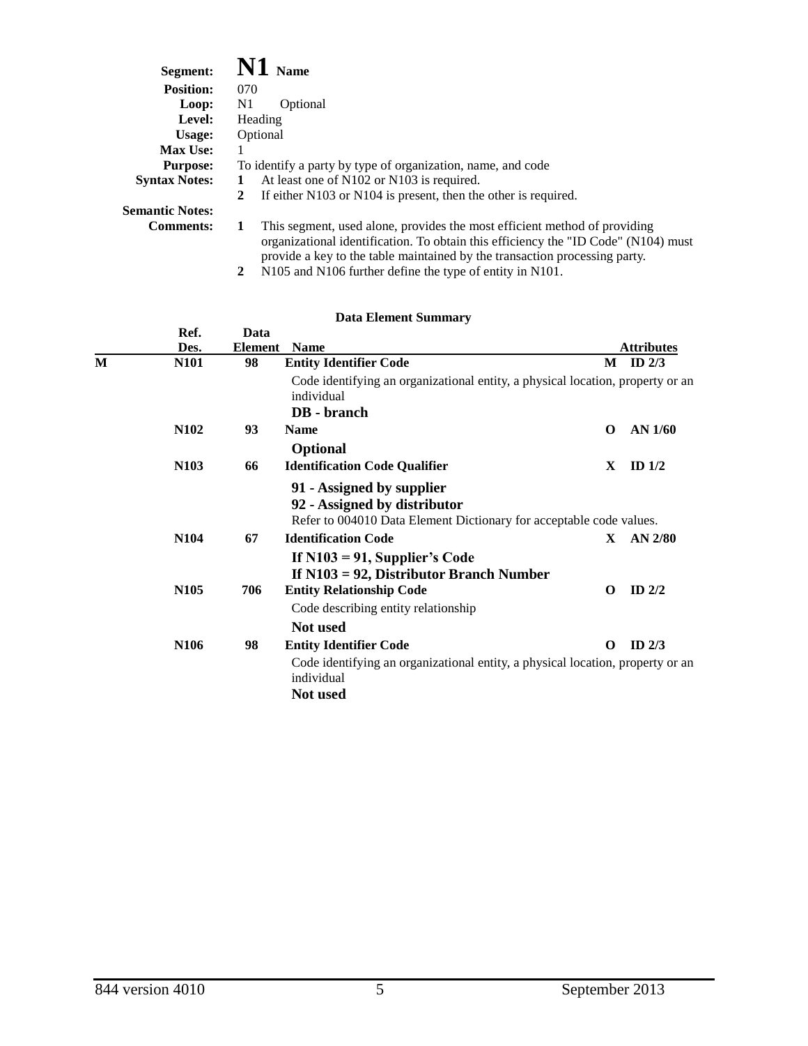**Segment:** **N1** **Name**
**Position:** 070
**Loop:** N1 Optional
**Level:** Heading
**Usage:** Optional
**Max Use:** 1
**Purpose:** To identify a party by type of organization, name, and code
**Syntax Notes:**
1. At least one of N102 or N103 is required.
2. If either N103 or N104 is present, then the other is required.

**Semantic Notes:**
**Comments:**
1. This segment, used alone, provides the most efficient method of providing organizational identification. To obtain this efficiency the "ID Code" (N104) must provide a key to the table maintained by the transaction processing party.
2. N105 and N106 further define the type of entity in N101.

**Data Element Summary**

| | Ref. Des. | Data Element | Name | | Attributes |
|---|---|---|---|---|---|
| M | N101 | 98 | **Entity Identifier Code**<br>Code identifying an organizational entity, a physical location, property or an individual<br>**DB - branch** | M | ID 2/3 |
| | N102 | 93 | **Name**<br>**Optional** | O | AN 1/60 |
| | N103 | 66 | **Identification Code Qualifier**<br>**91 - Assigned by supplier**<br>**92 - Assigned by distributor**<br>Refer to 004010 Data Element Dictionary for acceptable code values. | X | ID 1/2 |
| | N104 | 67 | **Identification Code**<br>**If N103 = 91, Supplier's Code**<br>**If N103 = 92, Distributor Branch Number** | X | AN 2/80 |
| | N105 | 706 | **Entity Relationship Code**<br>Code describing entity relationship<br>**Not used** | O | ID 2/2 |
| | N106 | 98 | **Entity Identifier Code**<br>Code identifying an organizational entity, a physical location, property or an individual<br>**Not used** | O | ID 2/3 |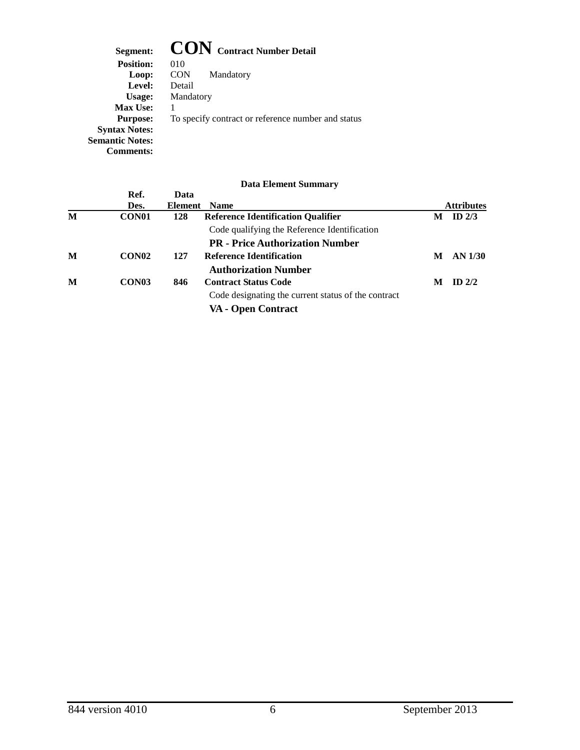**Segment:** **CON** **Contract Number Detail**
**Position:** 010
**Loop:** CON Mandatory
**Level:** Detail
**Usage:** Mandatory
**Max Use:** 1
**Purpose:** To specify contract or reference number and status
**Syntax Notes:**
**Semantic Notes:**
**Comments:**

**Data Element Summary**

| | Ref. Des. | Data Element | Name | | Attributes |
|---|---|---|---|---|---|
| M | CON01 | 128 | **Reference Identification Qualifier** | M | ID 2/3 |
| | | | Code qualifying the Reference Identification | | |
| | | | **PR - Price Authorization Number** | | |
| M | CON02 | 127 | **Reference Identification** | M | AN 1/30 |
| | | | **Authorization Number** | | |
| M | CON03 | 846 | **Contract Status Code** | M | ID 2/2 |
| | | | Code designating the current status of the contract | | |
| | | | **VA - Open Contract** | | |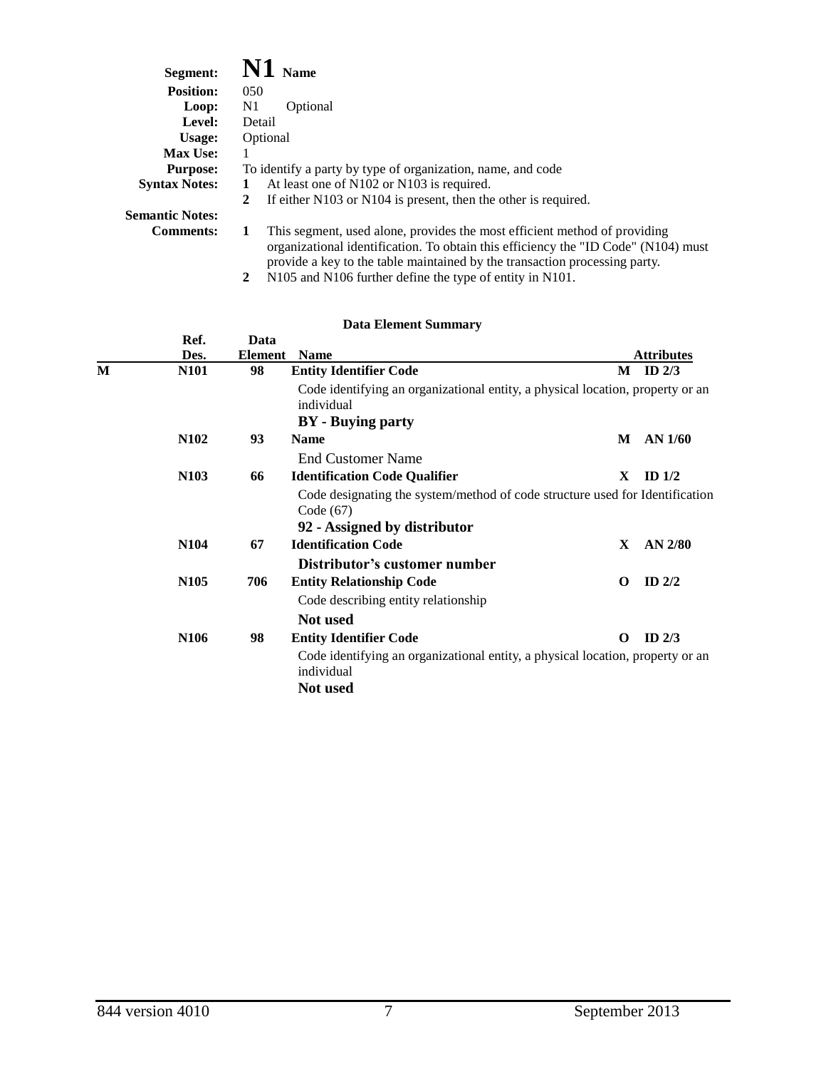**Segment:** **N1** **Name**

**Position:** 050

**Loop:** N1 Optional

**Level:** Detail

**Usage:** Optional

**Max Use:** 1

**Purpose:** To identify a party by type of organization, name, and code

**Syntax Notes:**
1. At least one of N102 or N103 is required.
2. If either N103 or N104 is present, then the other is required.

**Semantic Notes:**

**Comments:**
1. This segment, used alone, provides the most efficient method of providing organizational identification. To obtain this efficiency the "ID Code" (N104) must provide a key to the table maintained by the transaction processing party.
2. N105 and N106 further define the type of entity in N101.

**Data Element Summary**

| | Ref. Des. | Data Element | Name | | Attributes |
|---|---|---|---|---|---|
| M | N101 | 98 | **Entity Identifier Code**<br>Code identifying an organizational entity, a physical location, property or an individual<br>**BY - Buying party** | M | ID 2/3 |
| | N102 | 93 | **Name**<br>End Customer Name | M | AN 1/60 |
| | N103 | 66 | **Identification Code Qualifier**<br>Code designating the system/method of code structure used for Identification Code (67)<br>**92 - Assigned by distributor** | X | ID 1/2 |
| | N104 | 67 | **Identification Code**<br>**Distributor's customer number** | X | AN 2/80 |
| | N105 | 706 | **Entity Relationship Code**<br>Code describing entity relationship<br>**Not used** | O | ID 2/2 |
| | N106 | 98 | **Entity Identifier Code**<br>Code identifying an organizational entity, a physical location, property or an individual<br>**Not used** | O | ID 2/3 |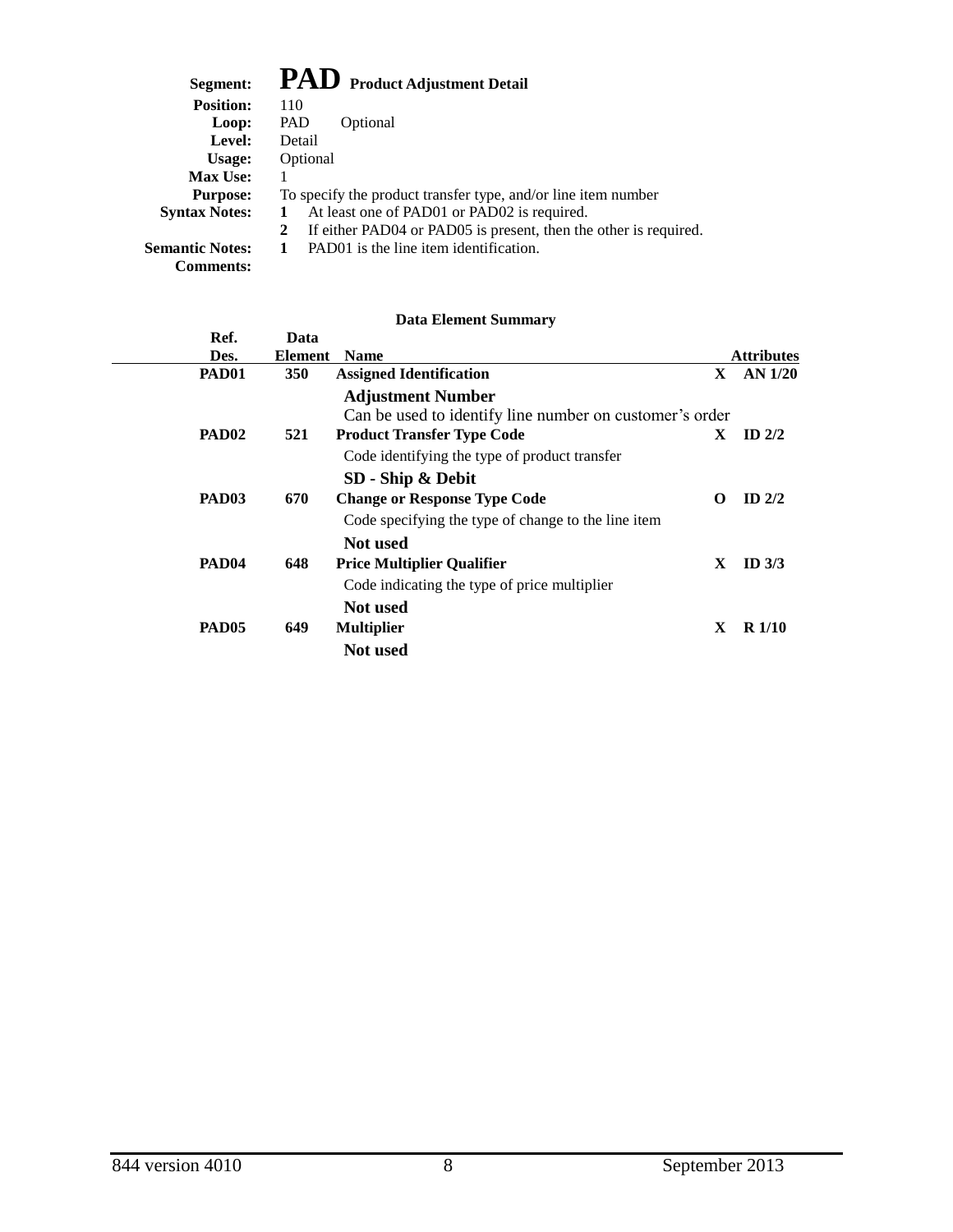**Segment:** **PAD** **Product Adjustment Detail**
**Position:** 110
**Loop:** PAD Optional
**Level:** Detail
**Usage:** Optional
**Max Use:** 1
**Purpose:** To specify the product transfer type, and/or line item number
**Syntax Notes:**
**1** At least one of PAD01 or PAD02 is required.
**2** If either PAD04 or PAD05 is present, then the other is required.
**Semantic Notes:** **1** PAD01 is the line item identification.
**Comments:**

**Data Element Summary**

| Ref. Des. | Data Element | Name | | Attributes |
|---|---|---|---|---|
| **PAD01** | **350** | **Assigned Identification** | **X** | **AN 1/20** |
| | | **Adjustment Number**<br>Can be used to identify line number on customer's order | | |
| **PAD02** | **521** | **Product Transfer Type Code** | **X** | **ID 2/2** |
| | | Code identifying the type of product transfer<br>**SD - Ship & Debit** | | |
| **PAD03** | **670** | **Change or Response Type Code** | **O** | **ID 2/2** |
| | | Code specifying the type of change to the line item<br>**Not used** | | |
| **PAD04** | **648** | **Price Multiplier Qualifier** | **X** | **ID 3/3** |
| | | Code indicating the type of price multiplier<br>**Not used** | | |
| **PAD05** | **649** | **Multiplier** | **X** | **R 1/10** |
| | | **Not used** | | |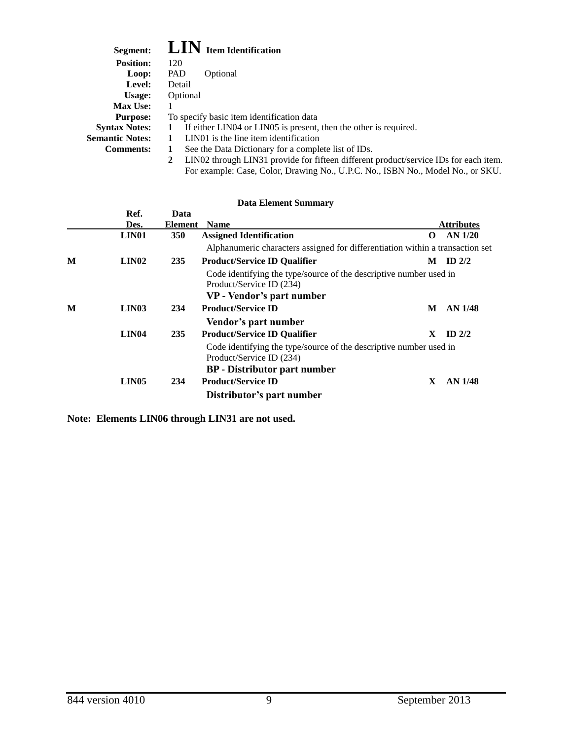**Segment:** **LIN** **Item Identification**
**Position:** 120
**Loop:** PAD Optional
**Level:** Detail
**Usage:** Optional
**Max Use:** 1
**Purpose:** To specify basic item identification data
**Syntax Notes:**
1 If either LIN04 or LIN05 is present, then the other is required.

**Semantic Notes:**
1 LIN01 is the line item identification

**Comments:**
1 See the Data Dictionary for a complete list of IDs.
2 LIN02 through LIN31 provide for fifteen different product/service IDs for each item. For example: Case, Color, Drawing No., U.P.C. No., ISBN No., Model No., or SKU.

**Data Element Summary**

| | Ref. Des. | Data Element | Name | | Attributes |
|---|---|---|---|---|---|
| | **LIN01** | **350** | **Assigned Identification** | **O** | **AN 1/20** |
| | | | Alphanumeric characters assigned for differentiation within a transaction set | | |
| **M** | **LIN02** | **235** | **Product/Service ID Qualifier** | **M** | **ID 2/2** |
| | | | Code identifying the type/source of the descriptive number used in Product/Service ID (234) | | |
| | | | **VP - Vendor's part number** | | |
| **M** | **LIN03** | **234** | **Product/Service ID** | **M** | **AN 1/48** |
| | | | **Vendor's part number** | | |
| | **LIN04** | **235** | **Product/Service ID Qualifier** | **X** | **ID 2/2** |
| | | | Code identifying the type/source of the descriptive number used in Product/Service ID (234) | | |
| | | | **BP - Distributor part number** | | |
| | **LIN05** | **234** | **Product/Service ID** | **X** | **AN 1/48** |
| | | | **Distributor's part number** | | |

**Note: Elements LIN06 through LIN31 are not used.**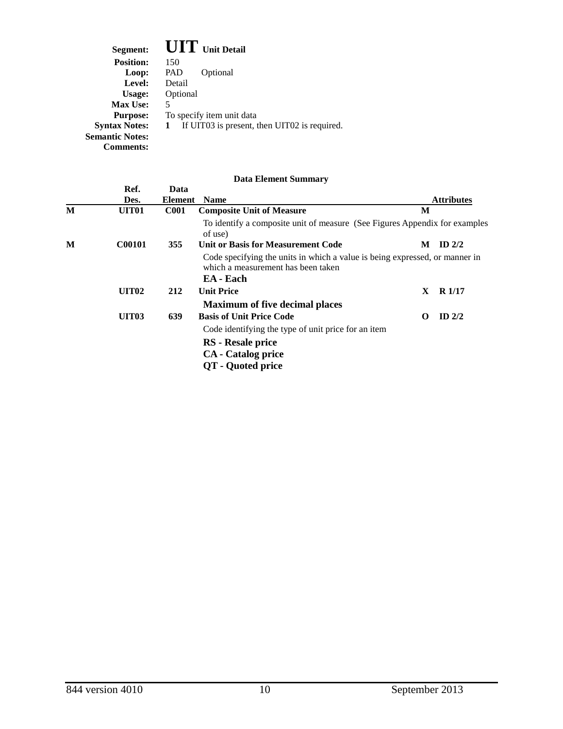**Segment:** **UIT** **Unit Detail**
**Position:** 150
**Loop:** PAD Optional
**Level:** Detail
**Usage:** Optional
**Max Use:** 5
**Purpose:** To specify item unit data
**Syntax Notes:** **1** If UIT03 is present, then UIT02 is required.
**Semantic Notes:**
**Comments:**

**Data Element Summary**

| | Ref. Des. | Data Element | Name | | Attributes |
|---|---|---|---|---|---|
| **M** | **UIT01** | **C001** | **Composite Unit of Measure** | **M** | |
| | | | To identify a composite unit of measure (See Figures Appendix for examples of use) | | |
| **M** | **C00101** | **355** | **Unit or Basis for Measurement Code** | **M** | **ID 2/2** |
| | | | Code specifying the units in which a value is being expressed, or manner in which a measurement has been taken<br>**EA - Each** | | |
| | **UIT02** | **212** | **Unit Price** | **X** | **R 1/17** |
| | | | **Maximum of five decimal places** | | |
| | **UIT03** | **639** | **Basis of Unit Price Code** | **O** | **ID 2/2** |
| | | | Code identifying the type of unit price for an item<br>**RS - Resale price**<br>**CA - Catalog price**<br>**QT - Quoted price** | | |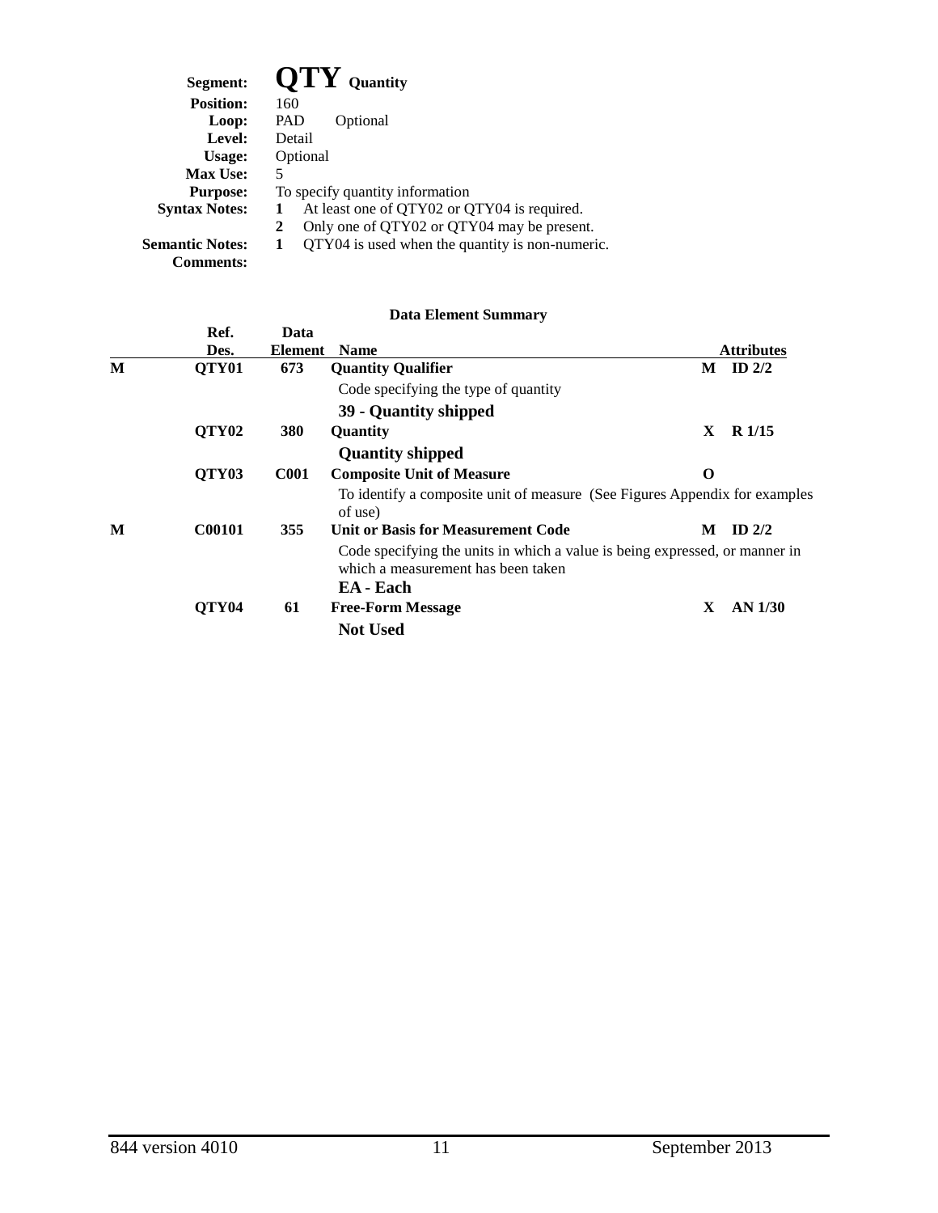**Segment:** **QTY** **Quantity**
**Position:** 160
**Loop:** PAD Optional
**Level:** Detail
**Usage:** Optional
**Max Use:** 5
**Purpose:** To specify quantity information
**Syntax Notes:**
**1** At least one of QTY02 or QTY04 is required.
**2** Only one of QTY02 or QTY04 may be present.
**Semantic Notes:**
**1** QTY04 is used when the quantity is non-numeric.
**Comments:**

**Data Element Summary**

| | Ref. Des. | Data Element | Name | | Attributes |
|---|---|---|---|---|---|
| M | QTY01 | 673 | **Quantity Qualifier** | M | ID 2/2 |
| | | | Code specifying the type of quantity | | |
| | | | **39 - Quantity shipped** | | |
| | QTY02 | 380 | **Quantity** | X | R 1/15 |
| | | | **Quantity shipped** | | |
| | QTY03 | C001 | **Composite Unit of Measure** | O | |
| | | | To identify a composite unit of measure (See Figures Appendix for examples of use) | | |
| M | C00101 | 355 | **Unit or Basis for Measurement Code** | M | ID 2/2 |
| | | | Code specifying the units in which a value is being expressed, or manner in which a measurement has been taken | | |
| | | | **EA - Each** | | |
| | QTY04 | 61 | **Free-Form Message** | X | AN 1/30 |
| | | | **Not Used** | | |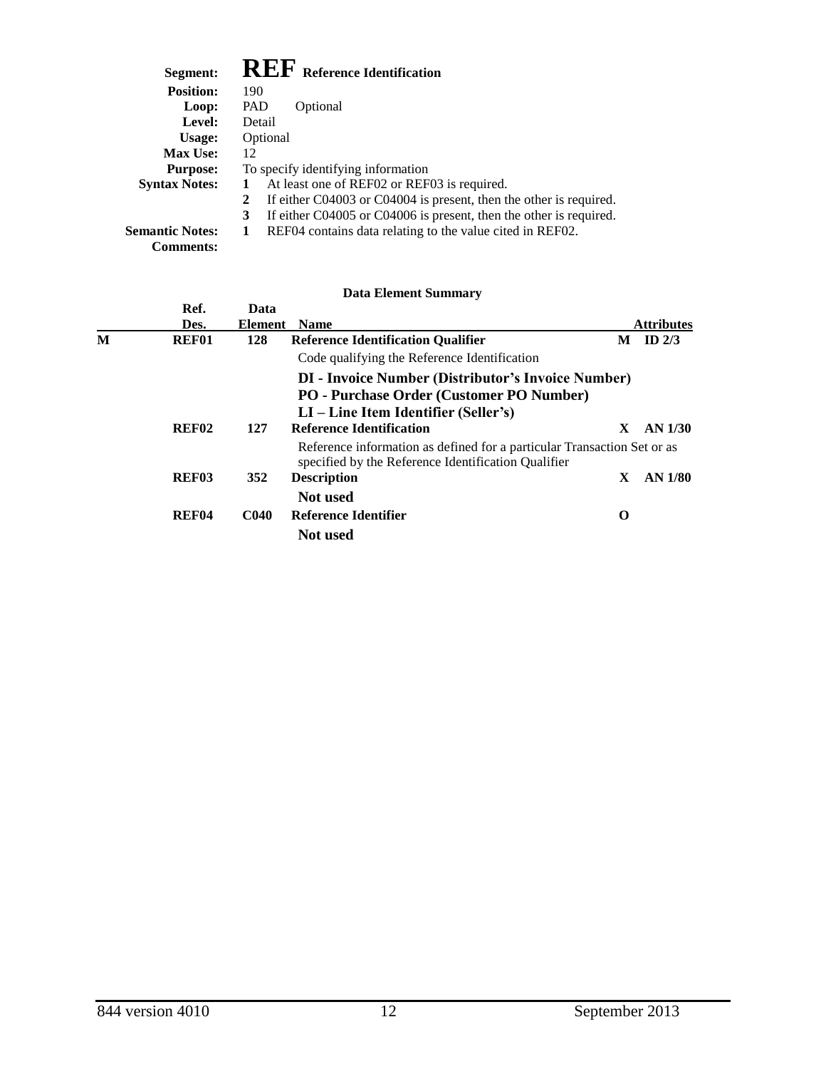# Segment: REF Reference Identification

**Position:** 190
**Loop:** PAD Optional
**Level:** Detail
**Usage:** Optional
**Max Use:** 12
**Purpose:** To specify identifying information
**Syntax Notes:**
1. At least one of REF02 or REF03 is required.
2. If either C04003 or C04004 is present, then the other is required.
3. If either C04005 or C04006 is present, then the other is required.

**Semantic Notes:**
1. REF04 contains data relating to the value cited in REF02.

**Comments:**

### Data Element Summary

| | Ref. Des. | Data Element | Name | | Attributes |
|---|---|---|---|---|---|
| M | REF01 | 128 | **Reference Identification Qualifier**<br>Code qualifying the Reference Identification<br>**DI - Invoice Number (Distributor's Invoice Number)**<br>**PO - Purchase Order (Customer PO Number)**<br>**LI – Line Item Identifier (Seller's)** | M | ID 2/3 |
| | REF02 | 127 | **Reference Identification**<br>Reference information as defined for a particular Transaction Set or as specified by the Reference Identification Qualifier | X | AN 1/30 |
| | REF03 | 352 | **Description**<br>**Not used** | X | AN 1/80 |
| | REF04 | C040 | **Reference Identifier**<br>**Not used** | O | |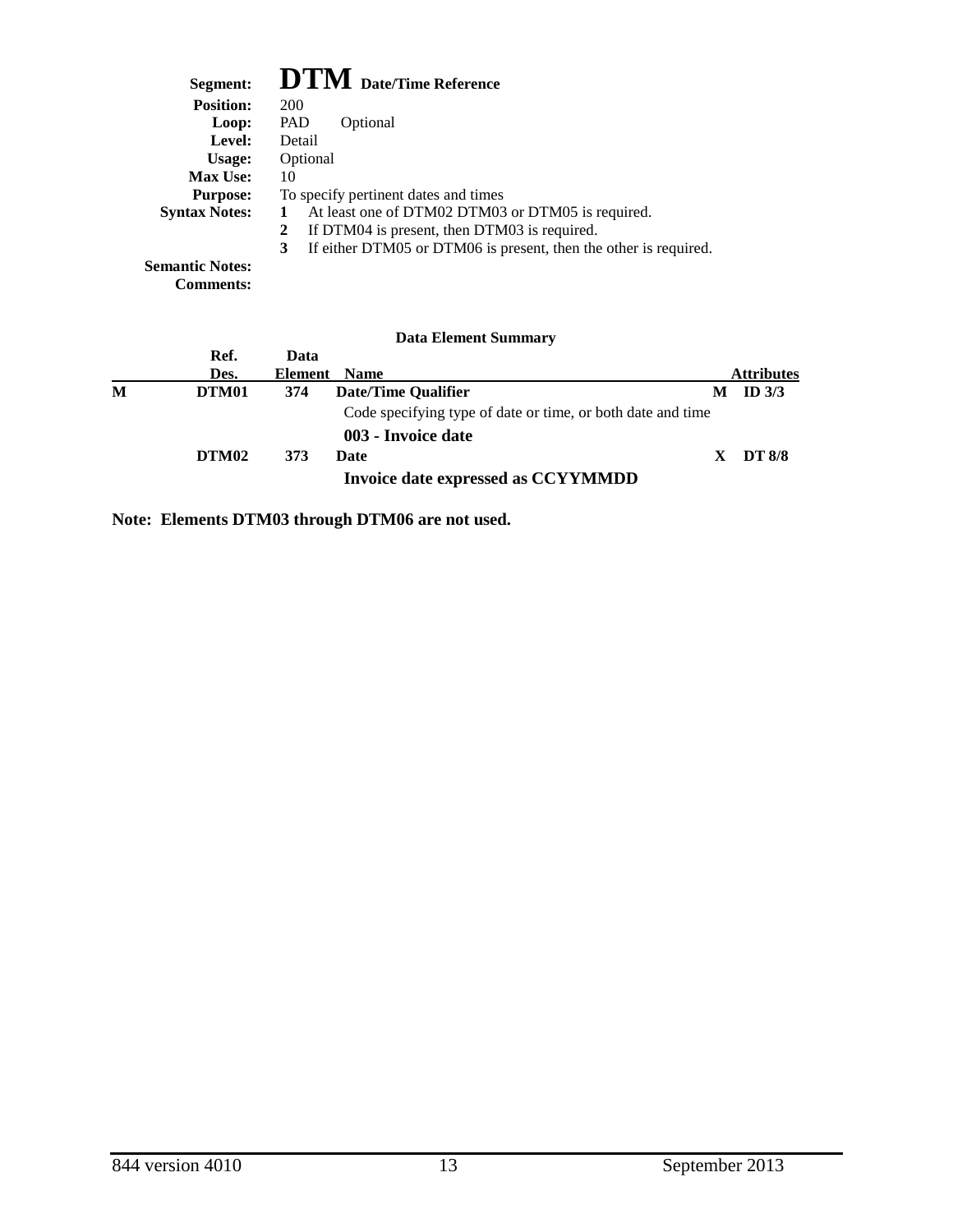**Segment:** **DTM** **Date/Time Reference**

**Position:** 200

**Loop:** PAD Optional

**Level:** Detail

**Usage:** Optional

**Max Use:** 10

**Purpose:** To specify pertinent dates and times

**Syntax Notes:**

1. At least one of DTM02 DTM03 or DTM05 is required.
2. If DTM04 is present, then DTM03 is required.
3. If either DTM05 or DTM06 is present, then the other is required.

**Semantic Notes:**

**Comments:**

**Data Element Summary**

| | Ref. Des. | Data Element | Name | | Attributes |
|---|---|---|---|---|---|
| M | DTM01 | 374 | **Date/Time Qualifier**<br>Code specifying type of date or time, or both date and time<br>**003 - Invoice date** | M | ID 3/3 |
| | DTM02 | 373 | **Date**<br>**Invoice date expressed as CCYYMMDD** | X | DT 8/8 |

**Note: Elements DTM03 through DTM06 are not used.**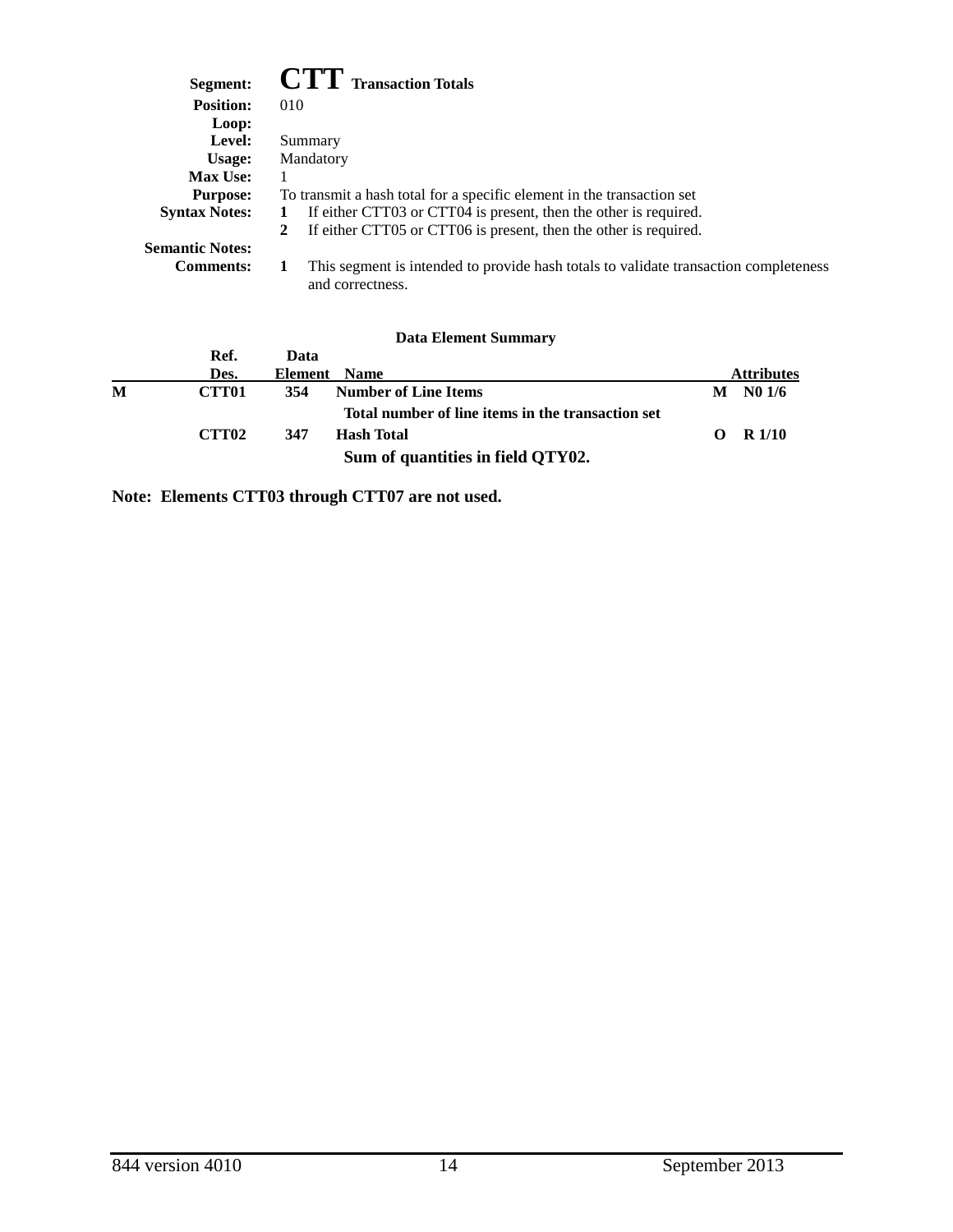**Segment:** **CTT** **Transaction Totals**

**Position:** 010

**Loop:**

**Level:** Summary

**Usage:** Mandatory

**Max Use:** 1

**Purpose:** To transmit a hash total for a specific element in the transaction set

**Syntax Notes:**

1. If either CTT03 or CTT04 is present, then the other is required.
2. If either CTT05 or CTT06 is present, then the other is required.

**Semantic Notes:**

**Comments:**

1. This segment is intended to provide hash totals to validate transaction completeness and correctness.

**Data Element Summary**

| | Ref. Des. | Data Element | Name | | Attributes |
|---|---|---|---|---|---|
| **M** | **CTT01** | **354** | **Number of Line Items** | **M** | **N0 1/6** |
| | | | **Total number of line items in the transaction set** | | |
| | **CTT02** | **347** | **Hash Total** | **O** | **R 1/10** |
| | | | **Sum of quantities in field QTY02.** | | |

**Note: Elements CTT03 through CTT07 are not used.**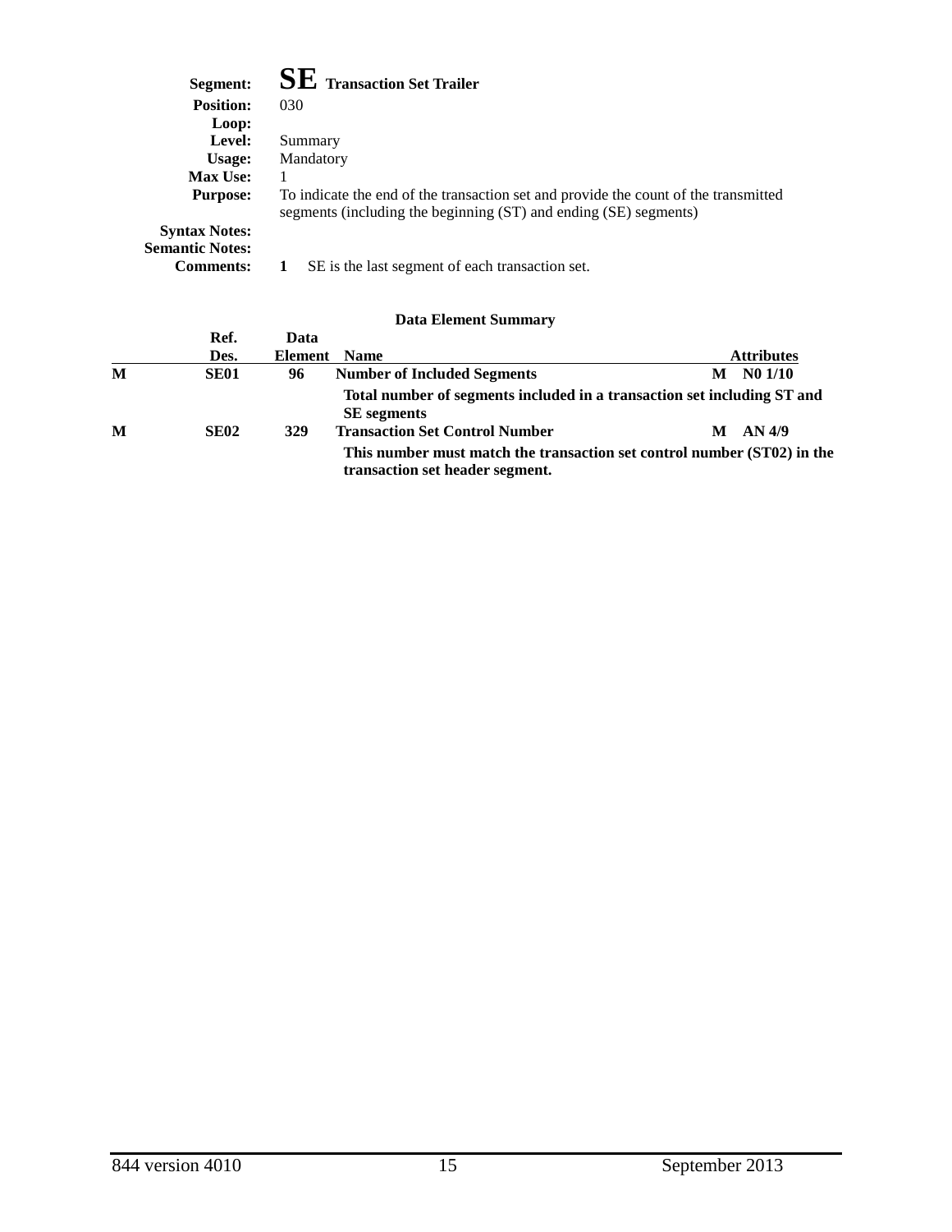**Segment:** **SE** **Transaction Set Trailer**
**Position:** 030
**Loop:**
**Level:** Summary
**Usage:** Mandatory
**Max Use:** 1
**Purpose:** To indicate the end of the transaction set and provide the count of the transmitted segments (including the beginning (ST) and ending (SE) segments)
**Syntax Notes:**
**Semantic Notes:**
**Comments:** **1** SE is the last segment of each transaction set.

**Data Element Summary**

| | Ref. Des. | Data Element | Name | | Attributes |
|---|---|---|---|---|---|
| **M** | **SE01** | **96** | **Number of Included Segments** | **M** | **N0 1/10** |
| | | | **Total number of segments included in a transaction set including ST and SE segments** | | |
| **M** | **SE02** | **329** | **Transaction Set Control Number** | **M** | **AN 4/9** |
| | | | **This number must match the transaction set control number (ST02) in the transaction set header segment.** | | |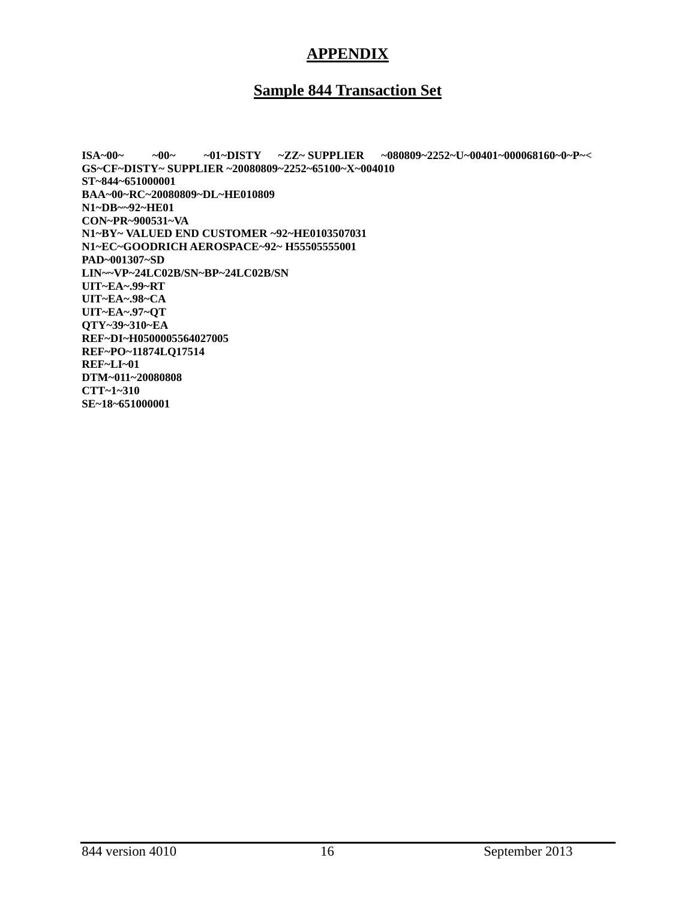# APPENDIX

## Sample 844 Transaction Set

```
ISA~00~          ~00~          ~01~DISTY      ~ZZ~ SUPPLIER      ~080809~2252~U~00401~000068160~0~P~<
GS~CF~DISTY~ SUPPLIER ~20080809~2252~65100~X~004010
ST~844~651000001
BAA~00~RC~20080809~DL~HE010809
N1~DB~~92~HE01
CON~PR~900531~VA
N1~BY~ VALUED END CUSTOMER ~92~HE0103507031
N1~EC~GOODRICH AEROSPACE~92~ H55505555001
PAD~001307~SD
LIN~~VP~24LC02B/SN~BP~24LC02B/SN
UIT~EA~.99~RT
UIT~EA~.98~CA
UIT~EA~.97~QT
QTY~39~310~EA
REF~DI~H0500005564027005
REF~PO~11874LQ17514
REF~LI~01
DTM~011~20080808
CTT~1~310
SE~18~651000001
```